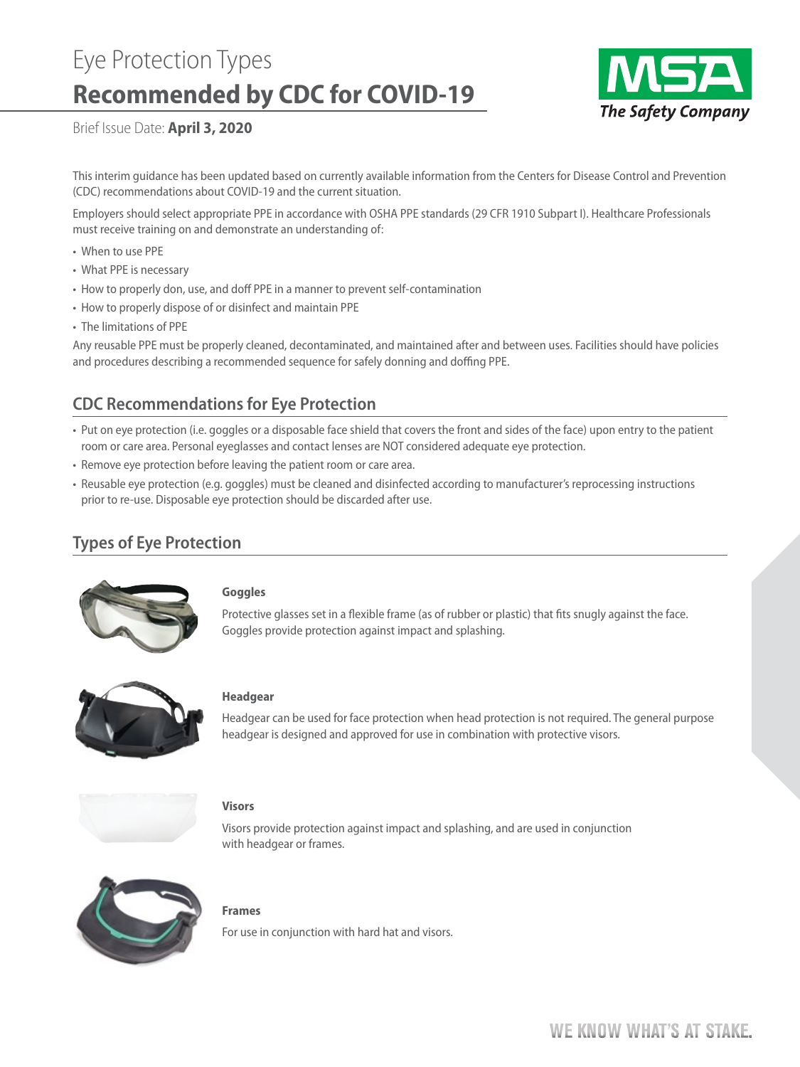# Eye Protection Types
# **Recommended by CDC for COVID-19**

Brief Issue Date: **April 3, 2020**

This interim guidance has been updated based on currently available information from the Centers for Disease Control and Prevention (CDC) recommendations about COVID-19 and the current situation.

Employers should select appropriate PPE in accordance with OSHA PPE standards (29 CFR 1910 Subpart I). Healthcare Professionals must receive training on and demonstrate an understanding of:

- When to use PPE
- What PPE is necessary
- How to properly don, use, and doff PPE in a manner to prevent self-contamination
- How to properly dispose of or disinfect and maintain PPE
- The limitations of PPE

Any reusable PPE must be properly cleaned, decontaminated, and maintained after and between uses. Facilities should have policies and procedures describing a recommended sequence for safely donning and doffing PPE.

## CDC Recommendations for Eye Protection

- Put on eye protection (i.e. goggles or a disposable face shield that covers the front and sides of the face) upon entry to the patient room or care area. Personal eyeglasses and contact lenses are NOT considered adequate eye protection.
- Remove eye protection before leaving the patient room or care area.
- Reusable eye protection (e.g. goggles) must be cleaned and disinfected according to manufacturer's reprocessing instructions prior to re-use. Disposable eye protection should be discarded after use.

## Types of Eye Protection

### Goggles

Protective glasses set in a flexible frame (as of rubber or plastic) that fits snugly against the face. Goggles provide protection against impact and splashing.

### Headgear

Headgear can be used for face protection when head protection is not required. The general purpose headgear is designed and approved for use in combination with protective visors.

### Visors

Visors provide protection against impact and splashing, and are used in conjunction with headgear or frames.

### Frames

For use in conjunction with hard hat and visors.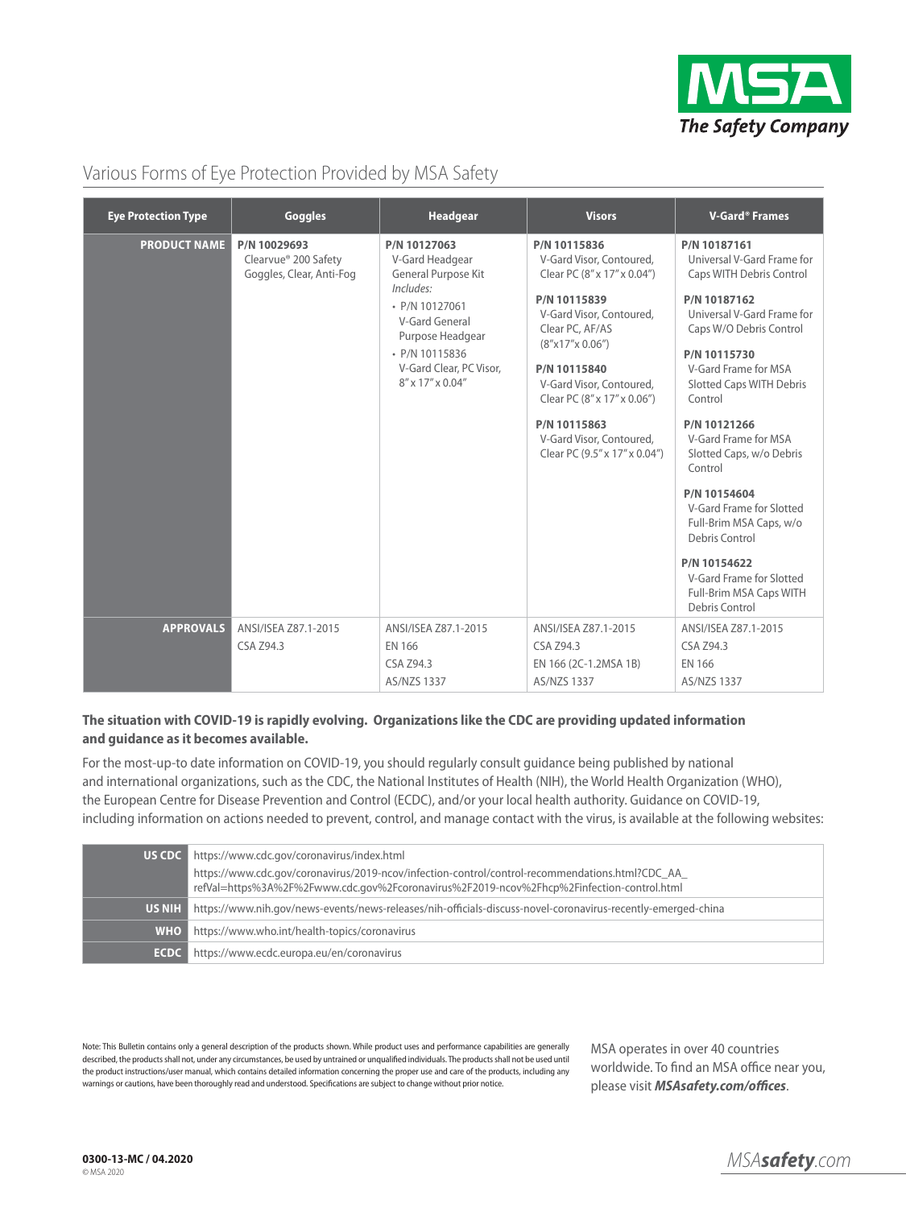MSA

The Safety Company

## Various Forms of Eye Protection Provided by MSA Safety

| Eye Protection Type | Goggles | Headgear | Visors | V-Gard® Frames |
|---|---|---|---|---|
| **PRODUCT NAME** | **P/N 10029693** Clearvue® 200 Safety Goggles, Clear, Anti-Fog | **P/N 10127063** V-Gard Headgear General Purpose Kit *Includes:* • P/N 10127061 V-Gard General Purpose Headgear • P/N 10115836 V-Gard Clear, PC Visor, 8" x 17" x 0.04" | **P/N 10115836** V-Gard Visor, Contoured, Clear PC (8" x 17" x 0.04") **P/N 10115839** V-Gard Visor, Contoured, Clear PC, AF/AS (8"x17"x 0.06") **P/N 10115840** V-Gard Visor, Contoured, Clear PC (8" x 17" x 0.06") **P/N 10115863** V-Gard Visor, Contoured, Clear PC (9.5" x 17" x 0.04") | **P/N 10187161** Universal V-Gard Frame for Caps WITH Debris Control **P/N 10187162** Universal V-Gard Frame for Caps W/O Debris Control **P/N 10115730** V-Gard Frame for MSA Slotted Caps WITH Debris Control **P/N 10121266** V-Gard Frame for MSA Slotted Caps, w/o Debris Control **P/N 10154604** V-Gard Frame for Slotted Full-Brim MSA Caps, w/o Debris Control **P/N 10154622** V-Gard Frame for Slotted Full-Brim MSA Caps WITH Debris Control |
| **APPROVALS** | ANSI/ISEA Z87.1-2015 CSA Z94.3 | ANSI/ISEA Z87.1-2015 EN 166 CSA Z94.3 AS/NZS 1337 | ANSI/ISEA Z87.1-2015 CSA Z94.3 EN 166 (2C-1.2MSA 1B) AS/NZS 1337 | ANSI/ISEA Z87.1-2015 CSA Z94.3 EN 166 AS/NZS 1337 |

**The situation with COVID-19 is rapidly evolving. Organizations like the CDC are providing updated information and guidance as it becomes available.**

For the most-up-to date information on COVID-19, you should regularly consult guidance being published by national and international organizations, such as the CDC, the National Institutes of Health (NIH), the World Health Organization (WHO), the European Centre for Disease Prevention and Control (ECDC), and/or your local health authority. Guidance on COVID-19, including information on actions needed to prevent, control, and manage contact with the virus, is available at the following websites:

| | |
|---|---|
| **US CDC** | https://www.cdc.gov/coronavirus/index.html https://www.cdc.gov/coronavirus/2019-ncov/infection-control/control-recommendations.html?CDC_AA_refVal=https%3A%2F%2Fwww.cdc.gov%2Fcoronavirus%2F2019-ncov%2Fhcp%2Finfection-control.html |
| **US NIH** | https://www.nih.gov/news-events/news-releases/nih-officials-discuss-novel-coronavirus-recently-emerged-china |
| **WHO** | https://www.who.int/health-topics/coronavirus |
| **ECDC** | https://www.ecdc.europa.eu/en/coronavirus |

Note: This Bulletin contains only a general description of the products shown. While product uses and performance capabilities are generally described, the products shall not, under any circumstances, be used by untrained or unqualified individuals. The products shall not be used until the product instructions/user manual, which contains detailed information concerning the proper use and care of the products, including any warnings or cautions, have been thoroughly read and understood. Specifications are subject to change without prior notice.

MSA operates in over 40 countries worldwide. To find an MSA office near you, please visit ***MSAsafety.com/offices***.

**0300-13-MC / 04.2020**

© MSA 2020

MSA***safety***.com